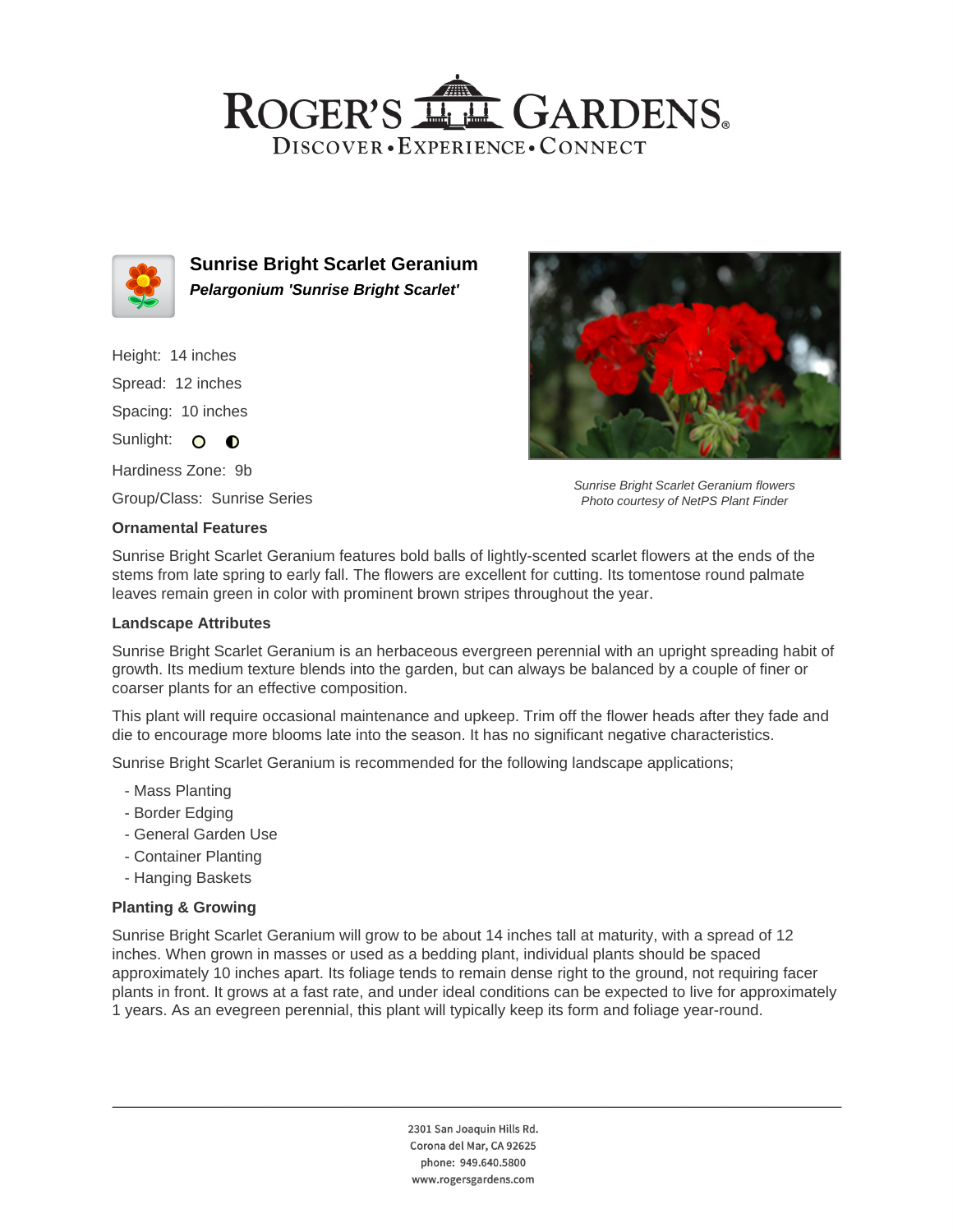# Sunrise Bright Scarlet Geranium

***Pelargonium 'Sunrise Bright Scarlet'***

Height: 14 inches

Spread: 12 inches

Spacing: 10 inches

Sunlight: ○ ◐

Hardiness Zone: 9b

Group/Class: Sunrise Series

*Sunrise Bright Scarlet Geranium flowers*
*Photo courtesy of NetPS Plant Finder*

### Ornamental Features

Sunrise Bright Scarlet Geranium features bold balls of lightly-scented scarlet flowers at the ends of the stems from late spring to early fall. The flowers are excellent for cutting. Its tomentose round palmate leaves remain green in color with prominent brown stripes throughout the year.

### Landscape Attributes

Sunrise Bright Scarlet Geranium is an herbaceous evergreen perennial with an upright spreading habit of growth. Its medium texture blends into the garden, but can always be balanced by a couple of finer or coarser plants for an effective composition.

This plant will require occasional maintenance and upkeep. Trim off the flower heads after they fade and die to encourage more blooms late into the season. It has no significant negative characteristics.

Sunrise Bright Scarlet Geranium is recommended for the following landscape applications;

- Mass Planting
- Border Edging
- General Garden Use
- Container Planting
- Hanging Baskets

### Planting & Growing

Sunrise Bright Scarlet Geranium will grow to be about 14 inches tall at maturity, with a spread of 12 inches. When grown in masses or used as a bedding plant, individual plants should be spaced approximately 10 inches apart. Its foliage tends to remain dense right to the ground, not requiring facer plants in front. It grows at a fast rate, and under ideal conditions can be expected to live for approximately 1 years. As an evegreen perennial, this plant will typically keep its form and foliage year-round.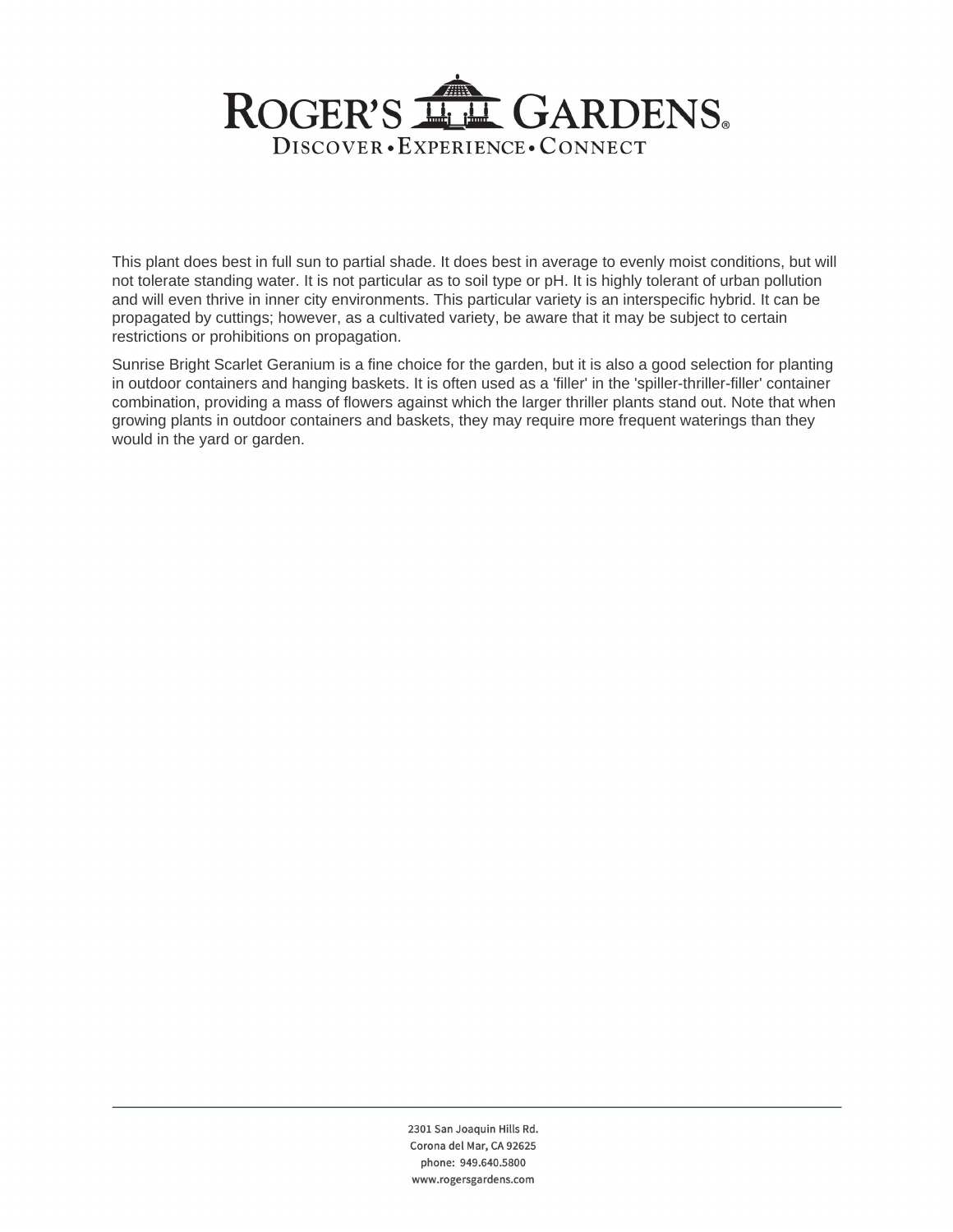This plant does best in full sun to partial shade. It does best in average to evenly moist conditions, but will not tolerate standing water. It is not particular as to soil type or pH. It is highly tolerant of urban pollution and will even thrive in inner city environments. This particular variety is an interspecific hybrid. It can be propagated by cuttings; however, as a cultivated variety, be aware that it may be subject to certain restrictions or prohibitions on propagation.

Sunrise Bright Scarlet Geranium is a fine choice for the garden, but it is also a good selection for planting in outdoor containers and hanging baskets. It is often used as a 'filler' in the 'spiller-thriller-filler' container combination, providing a mass of flowers against which the larger thriller plants stand out. Note that when growing plants in outdoor containers and baskets, they may require more frequent waterings than they would in the yard or garden.